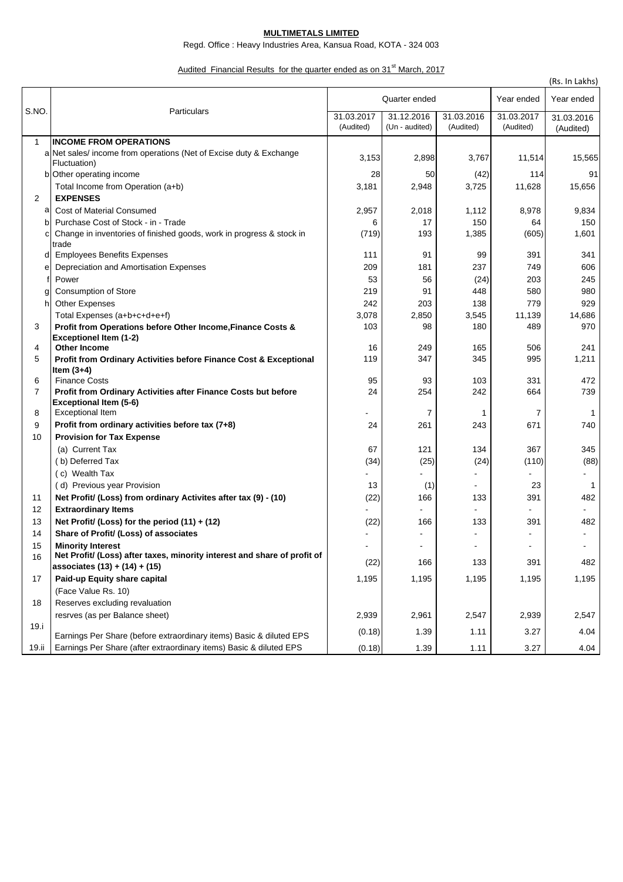**MULTIMETALS LIMITED**

Regd. Office : Heavy Industries Area, Kansua Road, KOTA - 324 003

Audited Financial Results for the quarter ended as on 31st March, 2017

(Rs. In Lakhs)

| S.NO. | | Particulars | Quarter ended | | | Year ended | Year ended |
|---|---|---|---|---|---|---|---|
| | | | 31.03.2017 (Audited) | 31.12.2016 (Un - audited) | 31.03.2016 (Audited) | 31.03.2017 (Audited) | 31.03.2016 (Audited) |
| 1 | | **INCOME FROM OPERATIONS** | | | | | |
| | a | Net sales/ income from operations (Net of Excise duty & Exchange Fluctuation) | 3,153 | 2,898 | 3,767 | 11,514 | 15,565 |
| | b | Other operating income | 28 | 50 | (42) | 114 | 91 |
| | | Total Income from Operation (a+b) | 3,181 | 2,948 | 3,725 | 11,628 | 15,656 |
| 2 | | **EXPENSES** | | | | | |
| | a | Cost of Material Consumed | 2,957 | 2,018 | 1,112 | 8,978 | 9,834 |
| | b | Purchase Cost of Stock - in - Trade | 6 | 17 | 150 | 64 | 150 |
| | c | Change in inventories of finished goods, work in progress & stock in trade | (719) | 193 | 1,385 | (605) | 1,601 |
| | d | Employees Benefits Expenses | 111 | 91 | 99 | 391 | 341 |
| | e | Depreciation and Amortisation Expenses | 209 | 181 | 237 | 749 | 606 |
| | f | Power | 53 | 56 | (24) | 203 | 245 |
| | g | Consumption of Store | 219 | 91 | 448 | 580 | 980 |
| | h | Other Expenses | 242 | 203 | 138 | 779 | 929 |
| | | Total Expenses (a+b+c+d+e+f) | 3,078 | 2,850 | 3,545 | 11,139 | 14,686 |
| 3 | | **Profit from Operations before Other Income,Finance Costs & Exceptionel Item (1-2)** | 103 | 98 | 180 | 489 | 970 |
| 4 | | **Other Income** | 16 | 249 | 165 | 506 | 241 |
| 5 | | **Profit from Ordinary Activities before Finance Cost & Exceptional Item (3+4)** | 119 | 347 | 345 | 995 | 1,211 |
| 6 | | Finance Costs | 95 | 93 | 103 | 331 | 472 |
| 7 | | **Profit from Ordinary Activities after Finance Costs but before Exceptional Item (5-6)** | 24 | 254 | 242 | 664 | 739 |
| 8 | | Exceptional Item | - | 7 | 1 | 7 | 1 |
| 9 | | **Profit from ordinary activities before tax (7+8)** | 24 | 261 | 243 | 671 | 740 |
| 10 | | **Provision for Tax Expense** | | | | | |
| | | (a) Current Tax | 67 | 121 | 134 | 367 | 345 |
| | | ( b) Deferred Tax | (34) | (25) | (24) | (110) | (88) |
| | | ( c) Wealth Tax | - | - | - | - | - |
| | | ( d) Previous year Provision | 13 | (1) | - | 23 | 1 |
| 11 | | **Net Profit/ (Loss) from ordinary Activites after tax (9) - (10)** | (22) | 166 | 133 | 391 | 482 |
| 12 | | **Extraordinary Items** | - | - | - | - | - |
| 13 | | **Net Profit/ (Loss) for the period (11) + (12)** | (22) | 166 | 133 | 391 | 482 |
| 14 | | **Share of Profit/ (Loss) of associates** | - | - | - | - | - |
| 15 | | **Minority Interest** | - | - | - | - | - |
| 16 | | **Net Profit/ (Loss) after taxes, minority interest and share of profit of associates (13) + (14) + (15)** | (22) | 166 | 133 | 391 | 482 |
| 17 | | **Paid-up Equity share capital** | 1,195 | 1,195 | 1,195 | 1,195 | 1,195 |
| | | (Face Value Rs. 10) | | | | | |
| 18 | | Reserves excluding revaluation resrves (as per Balance sheet) | 2,939 | 2,961 | 2,547 | 2,939 | 2,547 |
| 19.i | | Earnings Per Share (before extraordinary items) Basic & diluted EPS | (0.18) | 1.39 | 1.11 | 3.27 | 4.04 |
| 19.ii | | Earnings Per Share (after extraordinary items) Basic & diluted EPS | (0.18) | 1.39 | 1.11 | 3.27 | 4.04 |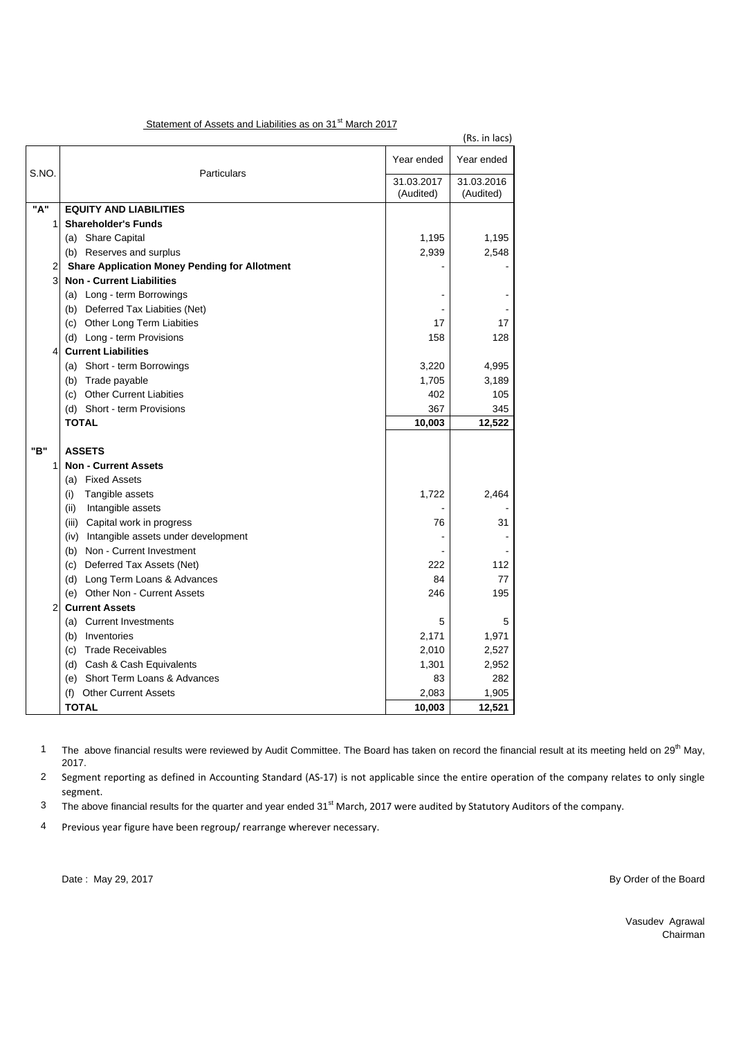Statement of Assets and Liabilities as on 31st March 2017

(Rs. in lacs)

| S.NO. | Particulars | Year ended 31.03.2017 (Audited) | Year ended 31.03.2016 (Audited) |
|---|---|---|---|
| "A" | **EQUITY AND LIABILITIES** | | |
| 1 | **Shareholder's Funds** | | |
| | (a) Share Capital | 1,195 | 1,195 |
| | (b) Reserves and surplus | 2,939 | 2,548 |
| 2 | **Share Application Money Pending for Allotment** | - | - |
| 3 | **Non - Current Liabilities** | | |
| | (a) Long - term Borrowings | - | - |
| | (b) Deferred Tax Liabities (Net) | - | - |
| | (c) Other Long Term Liabities | 17 | 17 |
| | (d) Long - term Provisions | 158 | 128 |
| 4 | **Current Liabilities** | | |
| | (a) Short - term Borrowings | 3,220 | 4,995 |
| | (b) Trade payable | 1,705 | 3,189 |
| | (c) Other Current Liabities | 402 | 105 |
| | (d) Short - term Provisions | 367 | 345 |
| | **TOTAL** | **10,003** | **12,522** |
| "B" | **ASSETS** | | |
| 1 | **Non - Current Assets** | | |
| | (a) Fixed Assets | | |
| | (i) Tangible assets | 1,722 | 2,464 |
| | (ii) Intangible assets | - | - |
| | (iii) Capital work in progress | 76 | 31 |
| | (iv) Intangible assets under development | - | - |
| | (b) Non - Current Investment | - | - |
| | (c) Deferred Tax Assets (Net) | 222 | 112 |
| | (d) Long Term Loans & Advances | 84 | 77 |
| | (e) Other Non - Current Assets | 246 | 195 |
| 2 | **Current Assets** | | |
| | (a) Current Investments | 5 | 5 |
| | (b) Inventories | 2,171 | 1,971 |
| | (c) Trade Receivables | 2,010 | 2,527 |
| | (d) Cash & Cash Equivalents | 1,301 | 2,952 |
| | (e) Short Term Loans & Advances | 83 | 282 |
| | (f) Other Current Assets | 2,083 | 1,905 |
| | **TOTAL** | **10,003** | **12,521** |

1. The above financial results were reviewed by Audit Committee. The Board has taken on record the financial result at its meeting held on 29th May, 2017.
2. Segment reporting as defined in Accounting Standard (AS-17) is not applicable since the entire operation of the company relates to only single segment.
3. The above financial results for the quarter and year ended 31st March, 2017 were audited by Statutory Auditors of the company.
4. Previous year figure have been regroup/ rearrange wherever necessary.

Date : May 29, 2017

By Order of the Board

Vasudev Agrawal
Chairman